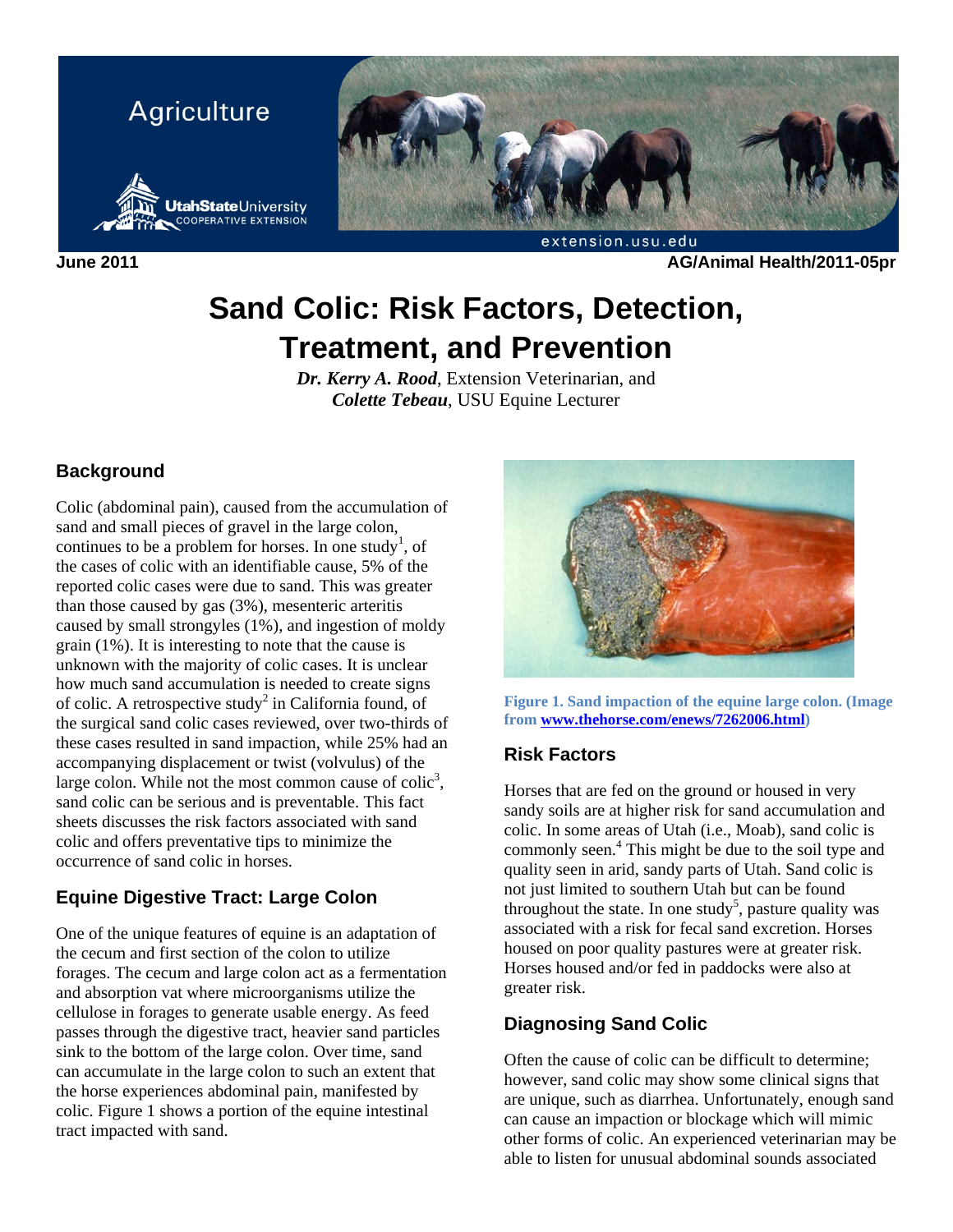June 2011 AG/Animal Health/2011-05pr

# Sand Colic: Risk Factors, Detection, Treatment, and Prevention

***Dr. Kerry A. Rood***, Extension Veterinarian, and
***Colette Tebeau***, USU Equine Lecturer

## Background

Colic (abdominal pain), caused from the accumulation of sand and small pieces of gravel in the large colon, continues to be a problem for horses. In one study[1], of the cases of colic with an identifiable cause, 5% of the reported colic cases were due to sand. This was greater than those caused by gas (3%), mesenteric arteritis caused by small strongyles (1%), and ingestion of moldy grain (1%). It is interesting to note that the cause is unknown with the majority of colic cases. It is unclear how much sand accumulation is needed to create signs of colic. A retrospective study[2] in California found, of the surgical sand colic cases reviewed, over two-thirds of these cases resulted in sand impaction, while 25% had an accompanying displacement or twist (volvulus) of the large colon. While not the most common cause of colic[3], sand colic can be serious and is preventable. This fact sheets discusses the risk factors associated with sand colic and offers preventative tips to minimize the occurrence of sand colic in horses.

## Equine Digestive Tract: Large Colon

One of the unique features of equine is an adaptation of the cecum and first section of the colon to utilize forages. The cecum and large colon act as a fermentation and absorption vat where microorganisms utilize the cellulose in forages to generate usable energy. As feed passes through the digestive tract, heavier sand particles sink to the bottom of the large colon. Over time, sand can accumulate in the large colon to such an extent that the horse experiences abdominal pain, manifested by colic. Figure 1 shows a portion of the equine intestinal tract impacted with sand.

**Figure 1. Sand impaction of the equine large colon. (Image from [www.thehorse.com/enews/7262006.html](www.thehorse.com/enews/7262006.html))**

## Risk Factors

Horses that are fed on the ground or housed in very sandy soils are at higher risk for sand accumulation and colic. In some areas of Utah (i.e., Moab), sand colic is commonly seen.[4] This might be due to the soil type and quality seen in arid, sandy parts of Utah. Sand colic is not just limited to southern Utah but can be found throughout the state. In one study[5], pasture quality was associated with a risk for fecal sand excretion. Horses housed on poor quality pastures were at greater risk. Horses housed and/or fed in paddocks were also at greater risk.

## Diagnosing Sand Colic

Often the cause of colic can be difficult to determine; however, sand colic may show some clinical signs that are unique, such as diarrhea. Unfortunately, enough sand can cause an impaction or blockage which will mimic other forms of colic. An experienced veterinarian may be able to listen for unusual abdominal sounds associated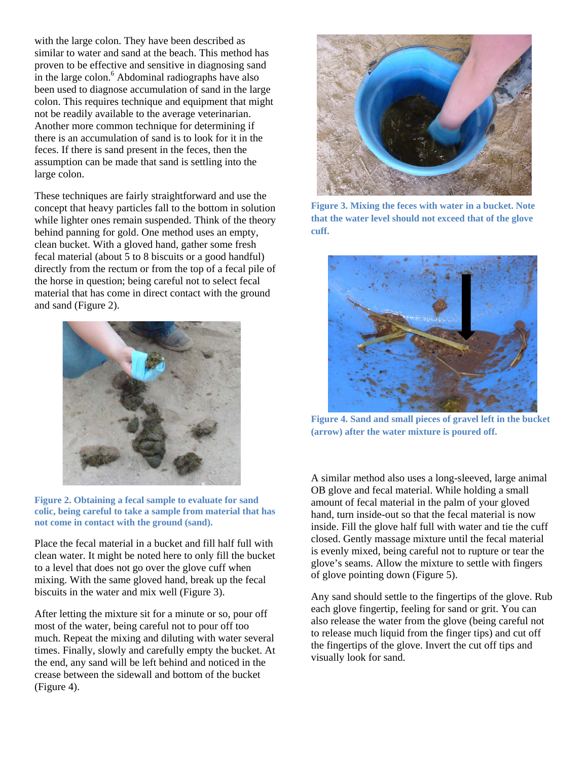with the large colon. They have been described as similar to water and sand at the beach. This method has proven to be effective and sensitive in diagnosing sand in the large colon.[6] Abdominal radiographs have also been used to diagnose accumulation of sand in the large colon. This requires technique and equipment that might not be readily available to the average veterinarian. Another more common technique for determining if there is an accumulation of sand is to look for it in the feces. If there is sand present in the feces, then the assumption can be made that sand is settling into the large colon.

These techniques are fairly straightforward and use the concept that heavy particles fall to the bottom in solution while lighter ones remain suspended. Think of the theory behind panning for gold. One method uses an empty, clean bucket. With a gloved hand, gather some fresh fecal material (about 5 to 8 biscuits or a good handful) directly from the rectum or from the top of a fecal pile of the horse in question; being careful not to select fecal material that has come in direct contact with the ground and sand (Figure 2).

**Figure 2. Obtaining a fecal sample to evaluate for sand colic, being careful to take a sample from material that has not come in contact with the ground (sand).**

Place the fecal material in a bucket and fill half full with clean water. It might be noted here to only fill the bucket to a level that does not go over the glove cuff when mixing. With the same gloved hand, break up the fecal biscuits in the water and mix well (Figure 3).

After letting the mixture sit for a minute or so, pour off most of the water, being careful not to pour off too much. Repeat the mixing and diluting with water several times. Finally, slowly and carefully empty the bucket. At the end, any sand will be left behind and noticed in the crease between the sidewall and bottom of the bucket (Figure 4).

**Figure 3. Mixing the feces with water in a bucket. Note that the water level should not exceed that of the glove cuff.**

**Figure 4. Sand and small pieces of gravel left in the bucket (arrow) after the water mixture is poured off.**

A similar method also uses a long-sleeved, large animal OB glove and fecal material. While holding a small amount of fecal material in the palm of your gloved hand, turn inside-out so that the fecal material is now inside. Fill the glove half full with water and tie the cuff closed. Gently massage mixture until the fecal material is evenly mixed, being careful not to rupture or tear the glove's seams. Allow the mixture to settle with fingers of glove pointing down (Figure 5).

Any sand should settle to the fingertips of the glove. Rub each glove fingertip, feeling for sand or grit. You can also release the water from the glove (being careful not to release much liquid from the finger tips) and cut off the fingertips of the glove. Invert the cut off tips and visually look for sand.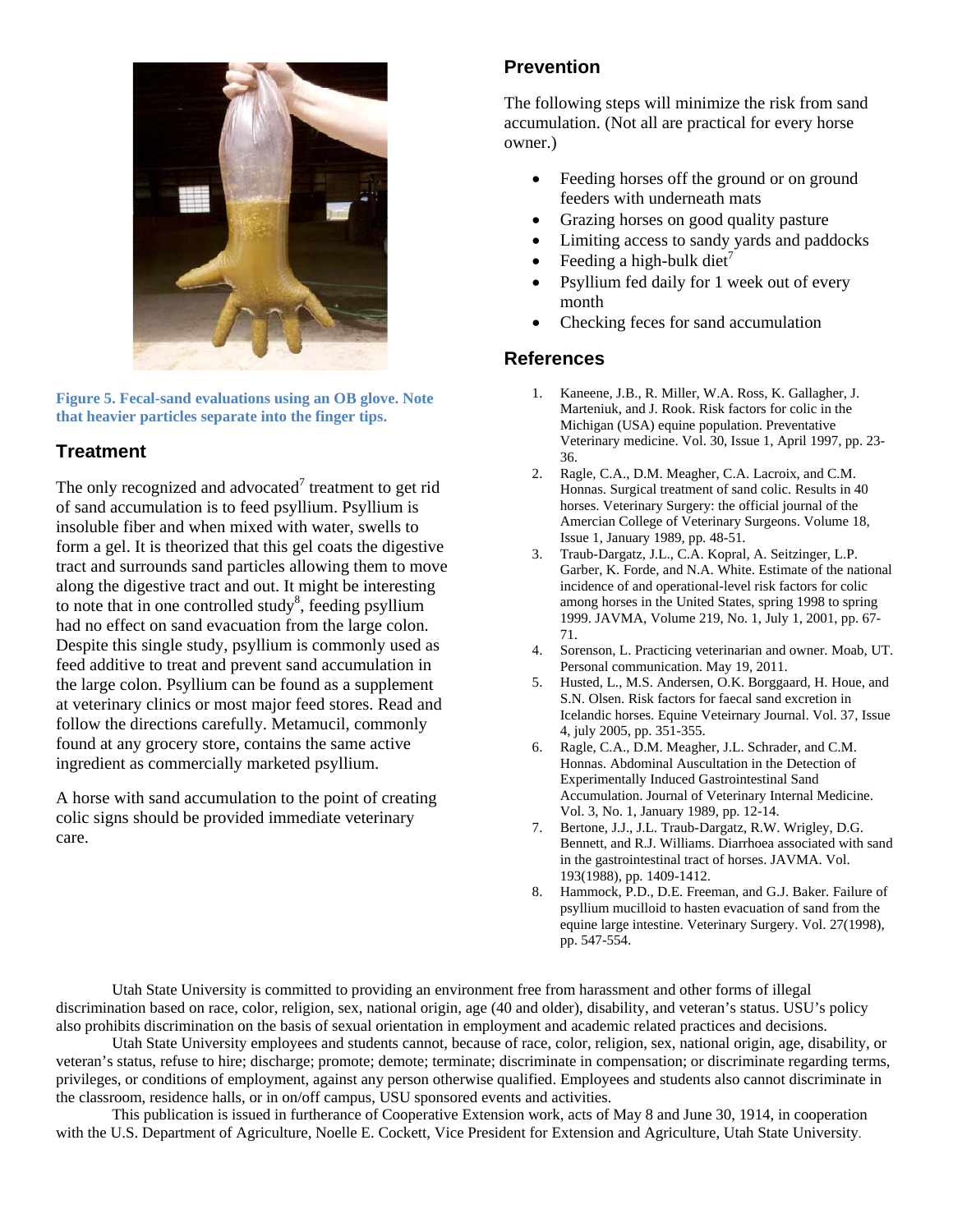Figure 5. Fecal-sand evaluations using an OB glove. Note that heavier particles separate into the finger tips.

## Treatment

The only recognized and advocated[7] treatment to get rid of sand accumulation is to feed psyllium. Psyllium is insoluble fiber and when mixed with water, swells to form a gel. It is theorized that this gel coats the digestive tract and surrounds sand particles allowing them to move along the digestive tract and out. It might be interesting to note that in one controlled study[8], feeding psyllium had no effect on sand evacuation from the large colon. Despite this single study, psyllium is commonly used as feed additive to treat and prevent sand accumulation in the large colon. Psyllium can be found as a supplement at veterinary clinics or most major feed stores. Read and follow the directions carefully. Metamucil, commonly found at any grocery store, contains the same active ingredient as commercially marketed psyllium.

A horse with sand accumulation to the point of creating colic signs should be provided immediate veterinary care.

## Prevention

The following steps will minimize the risk from sand accumulation. (Not all are practical for every horse owner.)

- Feeding horses off the ground or on ground feeders with underneath mats
- Grazing horses on good quality pasture
- Limiting access to sandy yards and paddocks
- Feeding a high-bulk diet[7]
- Psyllium fed daily for 1 week out of every month
- Checking feces for sand accumulation

## References

1. Kaneene, J.B., R. Miller, W.A. Ross, K. Gallagher, J. Marteniuk, and J. Rook. Risk factors for colic in the Michigan (USA) equine population. Preventative Veterinary medicine. Vol. 30, Issue 1, April 1997, pp. 23-36.
2. Ragle, C.A., D.M. Meagher, C.A. Lacroix, and C.M. Honnas. Surgical treatment of sand colic. Results in 40 horses. Veterinary Surgery: the official journal of the Amercian College of Veterinary Surgeons. Volume 18, Issue 1, January 1989, pp. 48-51.
3. Traub-Dargatz, J.L., C.A. Kopral, A. Seitzinger, L.P. Garber, K. Forde, and N.A. White. Estimate of the national incidence of and operational-level risk factors for colic among horses in the United States, spring 1998 to spring 1999. JAVMA, Volume 219, No. 1, July 1, 2001, pp. 67-71.
4. Sorenson, L. Practicing veterinarian and owner. Moab, UT. Personal communication. May 19, 2011.
5. Husted, L., M.S. Andersen, O.K. Borggaard, H. Houe, and S.N. Olsen. Risk factors for faecal sand excretion in Icelandic horses. Equine Veteirnary Journal. Vol. 37, Issue 4, july 2005, pp. 351-355.
6. Ragle, C.A., D.M. Meagher, J.L. Schrader, and C.M. Honnas. Abdominal Auscultation in the Detection of Experimentally Induced Gastrointestinal Sand Accumulation. Journal of Veterinary Internal Medicine. Vol. 3, No. 1, January 1989, pp. 12-14.
7. Bertone, J.J., J.L. Traub-Dargatz, R.W. Wrigley, D.G. Bennett, and R.J. Williams. Diarrhoea associated with sand in the gastrointestinal tract of horses. JAVMA. Vol. 193(1988), pp. 1409-1412.
8. Hammock, P.D., D.E. Freeman, and G.J. Baker. Failure of psyllium mucilloid to hasten evacuation of sand from the equine large intestine. Veterinary Surgery. Vol. 27(1998), pp. 547-554.

Utah State University is committed to providing an environment free from harassment and other forms of illegal discrimination based on race, color, religion, sex, national origin, age (40 and older), disability, and veteran's status. USU's policy also prohibits discrimination on the basis of sexual orientation in employment and academic related practices and decisions.

Utah State University employees and students cannot, because of race, color, religion, sex, national origin, age, disability, or veteran's status, refuse to hire; discharge; promote; demote; terminate; discriminate in compensation; or discriminate regarding terms, privileges, or conditions of employment, against any person otherwise qualified. Employees and students also cannot discriminate in the classroom, residence halls, or in on/off campus, USU sponsored events and activities.

This publication is issued in furtherance of Cooperative Extension work, acts of May 8 and June 30, 1914, in cooperation with the U.S. Department of Agriculture, Noelle E. Cockett, Vice President for Extension and Agriculture, Utah State University.